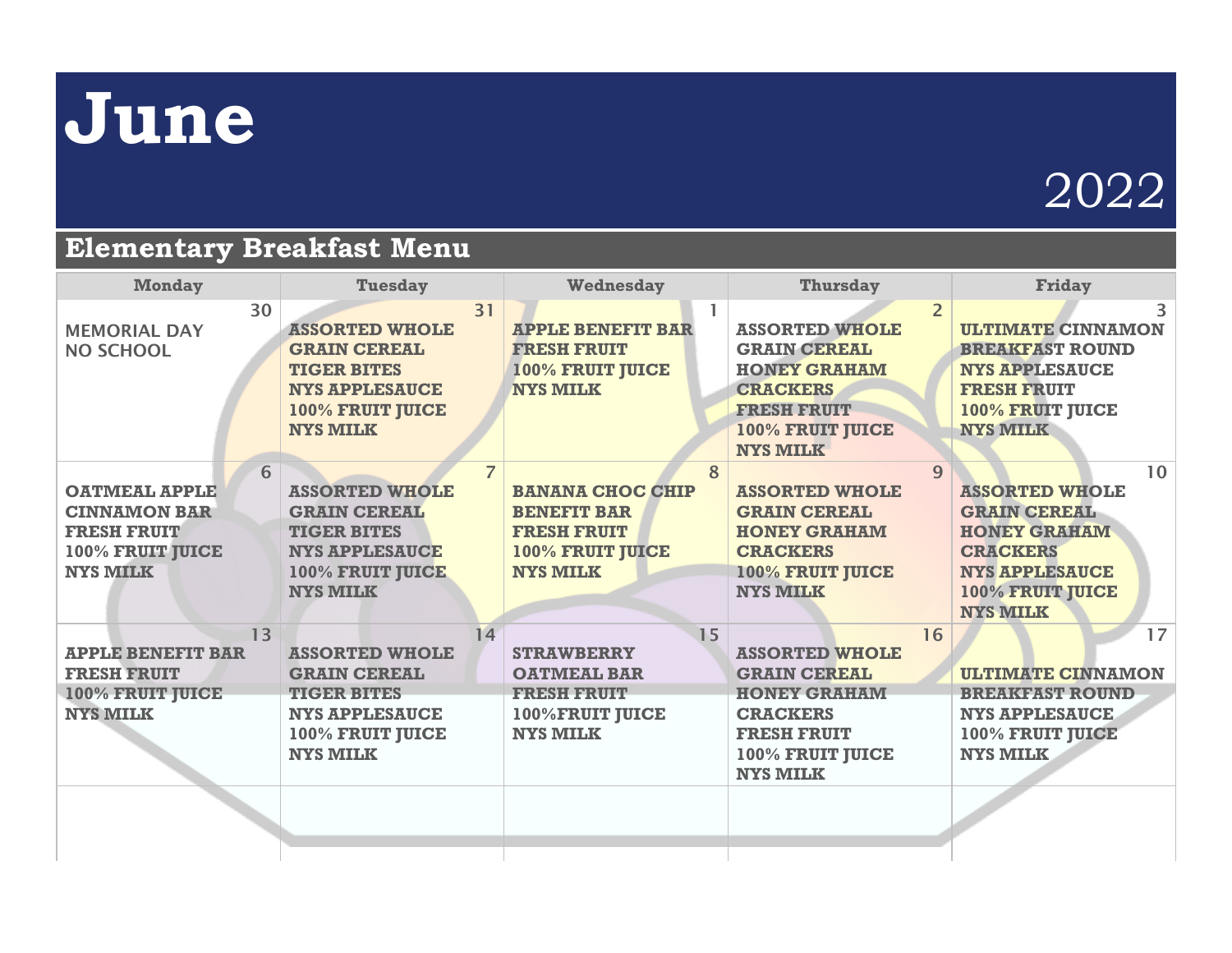# June

2022

## Elementary Breakfast Menu

| Monday | Tuesday | Wednesday | Thursday | Friday |
|---|---|---|---|---|
| 30<br>MEMORIAL DAY<br>NO SCHOOL | 31<br>ASSORTED WHOLE GRAIN CEREAL<br>TIGER BITES<br>NYS APPLESAUCE<br>100% FRUIT JUICE<br>NYS MILK | 1<br>APPLE BENEFIT BAR<br>FRESH FRUIT<br>100% FRUIT JUICE<br>NYS MILK | 2<br>ASSORTED WHOLE GRAIN CEREAL<br>HONEY GRAHAM CRACKERS<br>FRESH FRUIT<br>100% FRUIT JUICE<br>NYS MILK | 3<br>ULTIMATE CINNAMON BREAKFAST ROUND<br>NYS APPLESAUCE<br>FRESH FRUIT<br>100% FRUIT JUICE<br>NYS MILK |
| 6<br>OATMEAL APPLE CINNAMON BAR<br>FRESH FRUIT<br>100% FRUIT JUICE<br>NYS MILK | 7<br>ASSORTED WHOLE GRAIN CEREAL<br>TIGER BITES<br>NYS APPLESAUCE<br>100% FRUIT JUICE<br>NYS MILK | 8<br>BANANA CHOC CHIP BENEFIT BAR<br>FRESH FRUIT<br>100% FRUIT JUICE<br>NYS MILK | 9<br>ASSORTED WHOLE GRAIN CEREAL<br>HONEY GRAHAM CRACKERS<br>100% FRUIT JUICE<br>NYS MILK | 10<br>ASSORTED WHOLE GRAIN CEREAL<br>HONEY GRAHAM CRACKERS<br>NYS APPLESAUCE<br>100% FRUIT JUICE<br>NYS MILK |
| 13<br>APPLE BENEFIT BAR<br>FRESH FRUIT<br>100% FRUIT JUICE<br>NYS MILK | 14<br>ASSORTED WHOLE GRAIN CEREAL<br>TIGER BITES<br>NYS APPLESAUCE<br>100% FRUIT JUICE<br>NYS MILK | 15<br>STRAWBERRY OATMEAL BAR<br>FRESH FRUIT<br>100%FRUIT JUICE<br>NYS MILK | 16<br>ASSORTED WHOLE GRAIN CEREAL<br>HONEY GRAHAM CRACKERS<br>FRESH FRUIT<br>100% FRUIT JUICE<br>NYS MILK | 17<br>ULTIMATE CINNAMON BREAKFAST ROUND<br>NYS APPLESAUCE<br>100% FRUIT JUICE<br>NYS MILK |
| | | | | |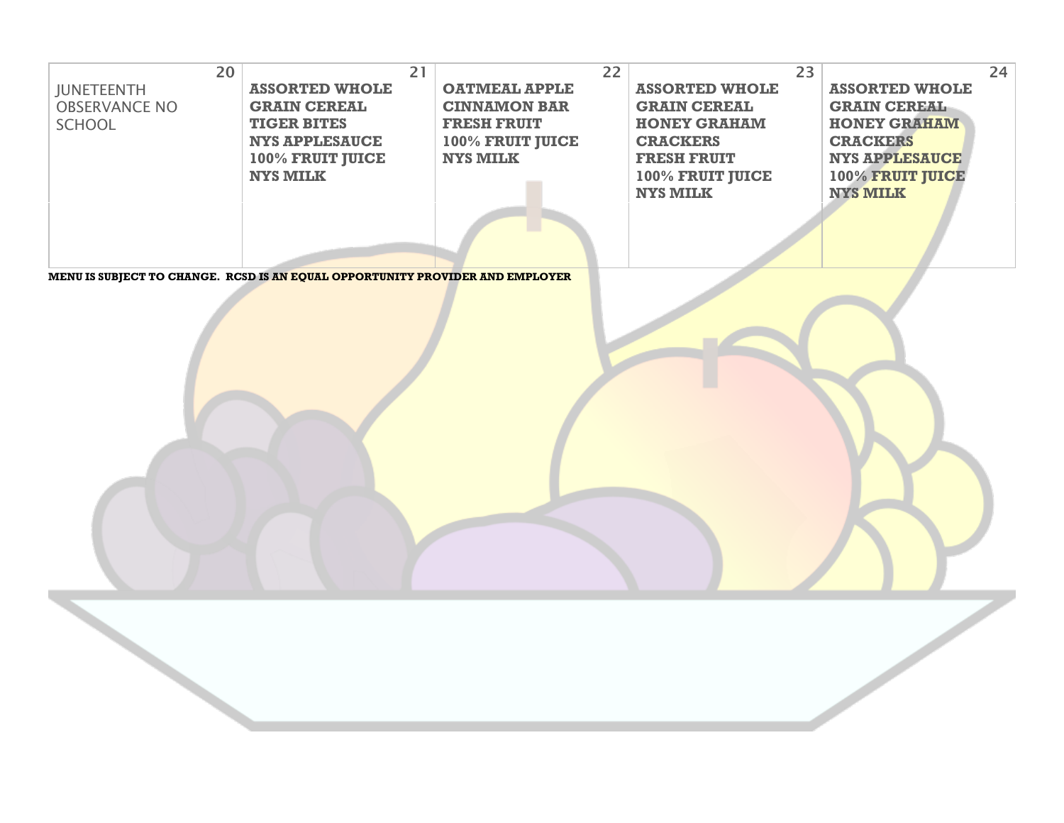| 20 | 21 | 22 | 23 | 24 |
|---|---|---|---|---|
| JUNETEENTH OBSERVANCE NO SCHOOL | **ASSORTED WHOLE GRAIN CEREAL**<br>**TIGER BITES**<br>**NYS APPLESAUCE**<br>**100% FRUIT JUICE**<br>**NYS MILK** | **OATMEAL APPLE CINNAMON BAR**<br>**FRESH FRUIT**<br>**100% FRUIT JUICE**<br>**NYS MILK** | **ASSORTED WHOLE GRAIN CEREAL**<br>**HONEY GRAHAM CRACKERS**<br>**FRESH FRUIT**<br>**100% FRUIT JUICE**<br>**NYS MILK** | **ASSORTED WHOLE GRAIN CEREAL**<br>**HONEY GRAHAM CRACKERS**<br>**NYS APPLESAUCE**<br>**100% FRUIT JUICE**<br>**NYS MILK** |

**MENU IS SUBJECT TO CHANGE. RCSD IS AN EQUAL OPPORTUNITY PROVIDER AND EMPLOYER**